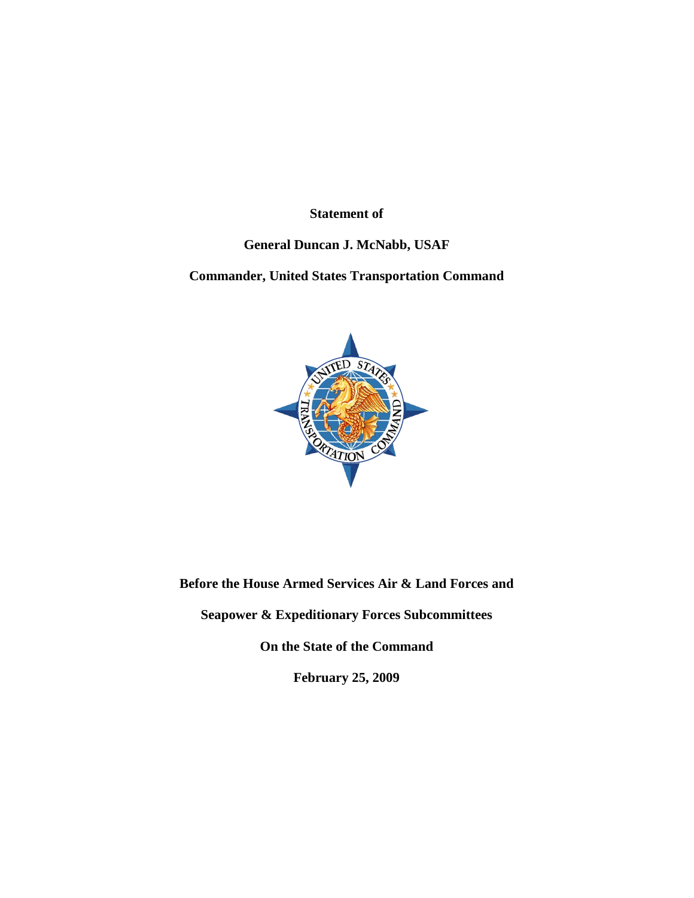**Statement of**

**General Duncan J. McNabb, USAF**

**Commander, United States Transportation Command**

**Before the House Armed Services Air & Land Forces and**

**Seapower & Expeditionary Forces Subcommittees**

**On the State of the Command**

**February 25, 2009**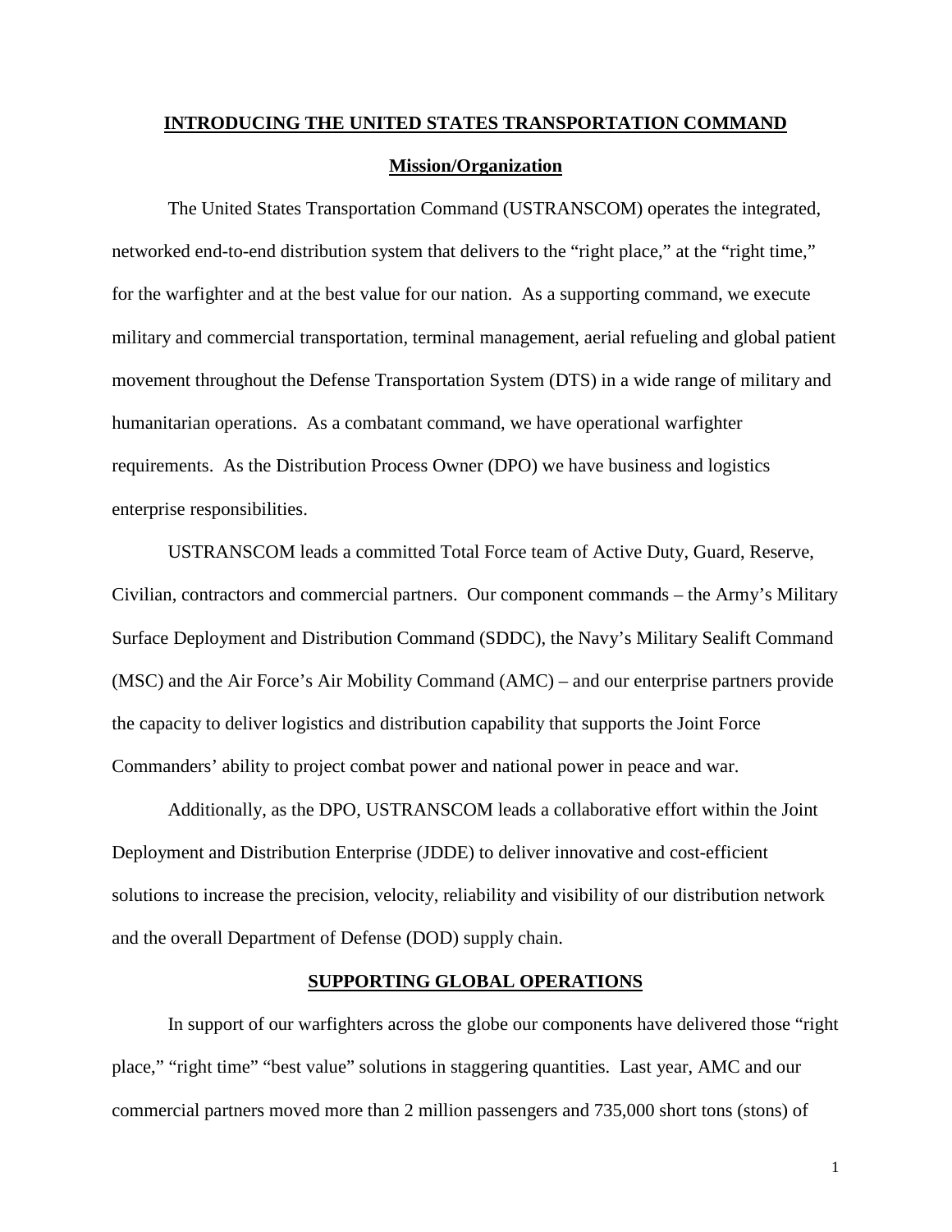## INTRODUCING THE UNITED STATES TRANSPORTATION COMMAND

### Mission/Organization

The United States Transportation Command (USTRANSCOM) operates the integrated, networked end-to-end distribution system that delivers to the "right place," at the "right time," for the warfighter and at the best value for our nation. As a supporting command, we execute military and commercial transportation, terminal management, aerial refueling and global patient movement throughout the Defense Transportation System (DTS) in a wide range of military and humanitarian operations. As a combatant command, we have operational warfighter requirements. As the Distribution Process Owner (DPO) we have business and logistics enterprise responsibilities.

USTRANSCOM leads a committed Total Force team of Active Duty, Guard, Reserve, Civilian, contractors and commercial partners. Our component commands – the Army's Military Surface Deployment and Distribution Command (SDDC), the Navy's Military Sealift Command (MSC) and the Air Force's Air Mobility Command (AMC) – and our enterprise partners provide the capacity to deliver logistics and distribution capability that supports the Joint Force Commanders' ability to project combat power and national power in peace and war.

Additionally, as the DPO, USTRANSCOM leads a collaborative effort within the Joint Deployment and Distribution Enterprise (JDDE) to deliver innovative and cost-efficient solutions to increase the precision, velocity, reliability and visibility of our distribution network and the overall Department of Defense (DOD) supply chain.

## SUPPORTING GLOBAL OPERATIONS

In support of our warfighters across the globe our components have delivered those "right place," "right time" "best value" solutions in staggering quantities. Last year, AMC and our commercial partners moved more than 2 million passengers and 735,000 short tons (stons) of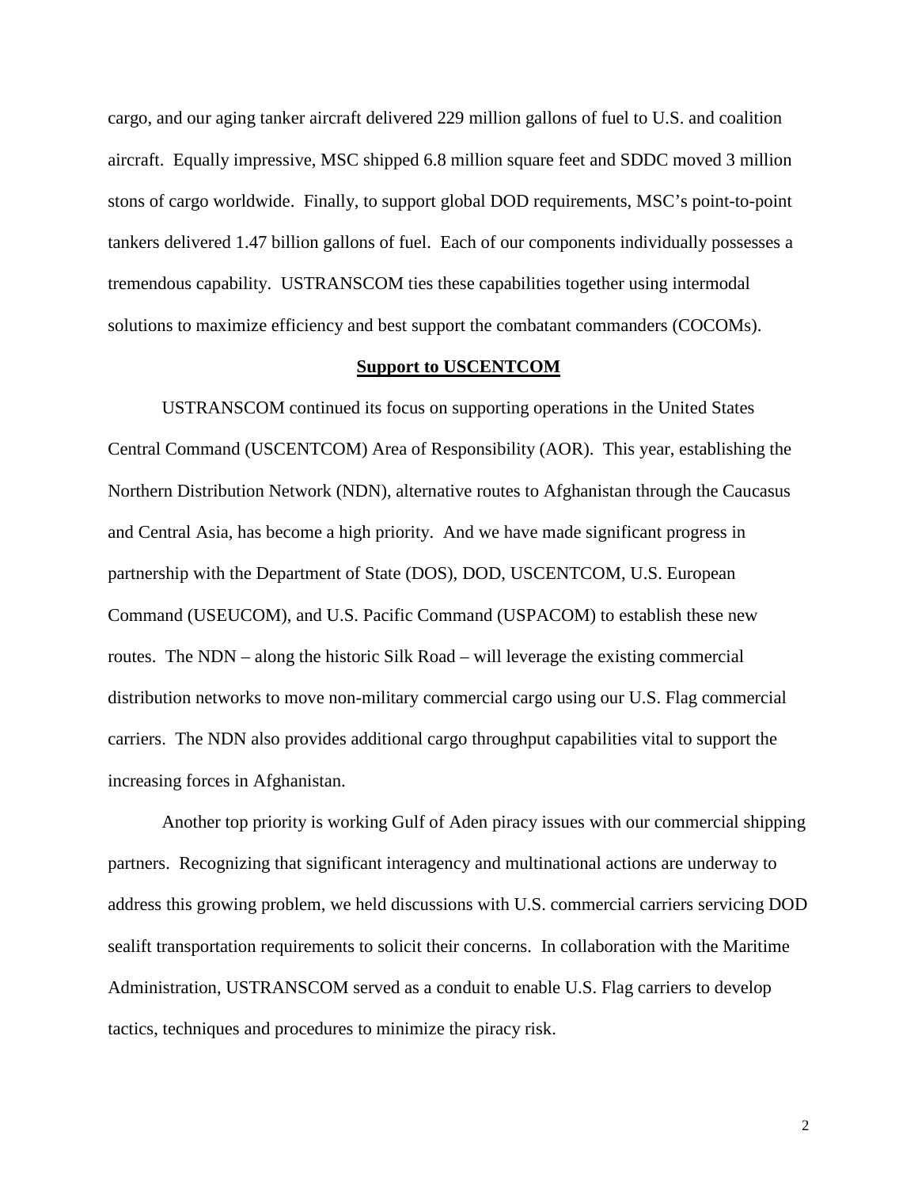cargo, and our aging tanker aircraft delivered 229 million gallons of fuel to U.S. and coalition aircraft. Equally impressive, MSC shipped 6.8 million square feet and SDDC moved 3 million stons of cargo worldwide. Finally, to support global DOD requirements, MSC's point-to-point tankers delivered 1.47 billion gallons of fuel. Each of our components individually possesses a tremendous capability. USTRANSCOM ties these capabilities together using intermodal solutions to maximize efficiency and best support the combatant commanders (COCOMs).

## Support to USCENTCOM

USTRANSCOM continued its focus on supporting operations in the United States Central Command (USCENTCOM) Area of Responsibility (AOR). This year, establishing the Northern Distribution Network (NDN), alternative routes to Afghanistan through the Caucasus and Central Asia, has become a high priority. And we have made significant progress in partnership with the Department of State (DOS), DOD, USCENTCOM, U.S. European Command (USEUCOM), and U.S. Pacific Command (USPACOM) to establish these new routes. The NDN – along the historic Silk Road – will leverage the existing commercial distribution networks to move non-military commercial cargo using our U.S. Flag commercial carriers. The NDN also provides additional cargo throughput capabilities vital to support the increasing forces in Afghanistan.

Another top priority is working Gulf of Aden piracy issues with our commercial shipping partners. Recognizing that significant interagency and multinational actions are underway to address this growing problem, we held discussions with U.S. commercial carriers servicing DOD sealift transportation requirements to solicit their concerns. In collaboration with the Maritime Administration, USTRANSCOM served as a conduit to enable U.S. Flag carriers to develop tactics, techniques and procedures to minimize the piracy risk.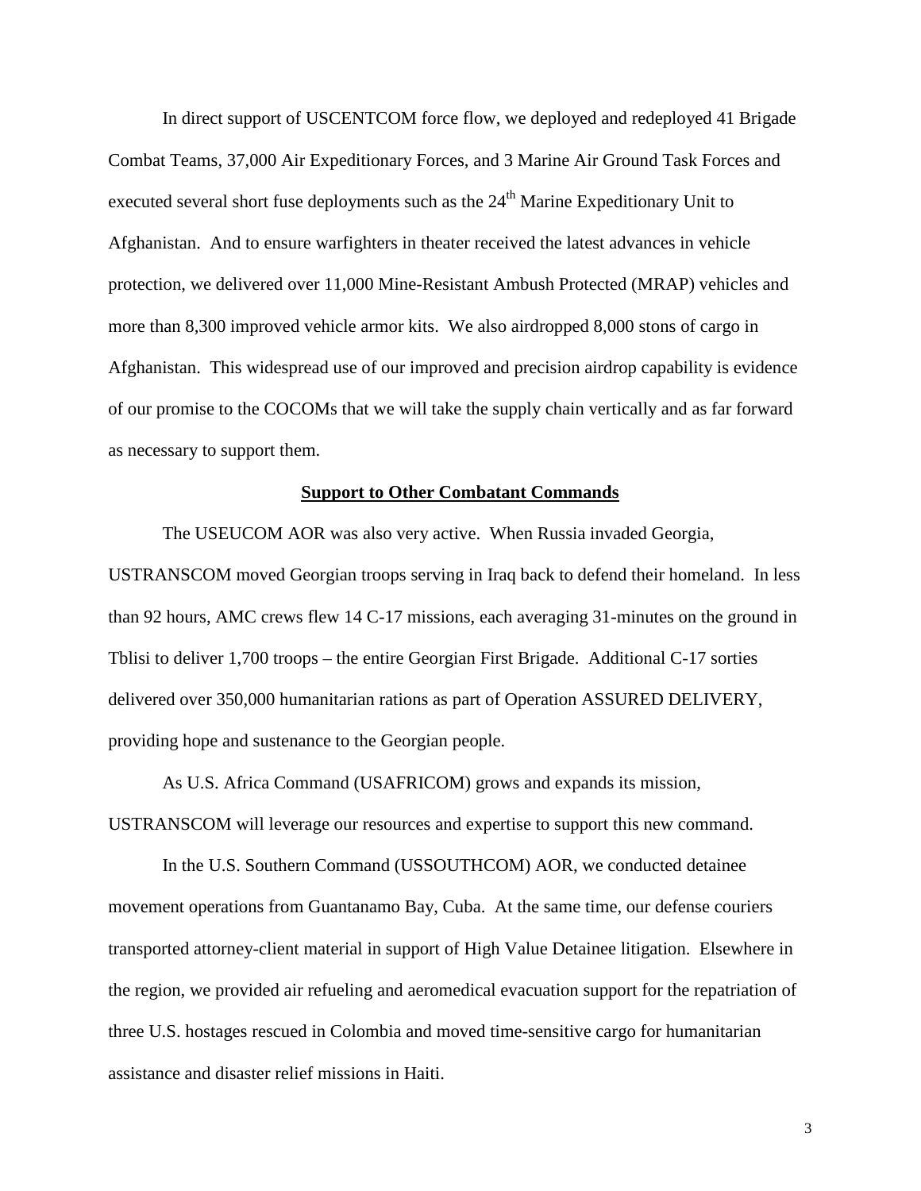In direct support of USCENTCOM force flow, we deployed and redeployed 41 Brigade Combat Teams, 37,000 Air Expeditionary Forces, and 3 Marine Air Ground Task Forces and executed several short fuse deployments such as the 24th Marine Expeditionary Unit to Afghanistan. And to ensure warfighters in theater received the latest advances in vehicle protection, we delivered over 11,000 Mine-Resistant Ambush Protected (MRAP) vehicles and more than 8,300 improved vehicle armor kits. We also airdropped 8,000 stons of cargo in Afghanistan. This widespread use of our improved and precision airdrop capability is evidence of our promise to the COCOMs that we will take the supply chain vertically and as far forward as necessary to support them.

## Support to Other Combatant Commands

The USEUCOM AOR was also very active. When Russia invaded Georgia, USTRANSCOM moved Georgian troops serving in Iraq back to defend their homeland. In less than 92 hours, AMC crews flew 14 C-17 missions, each averaging 31-minutes on the ground in Tblisi to deliver 1,700 troops – the entire Georgian First Brigade. Additional C-17 sorties delivered over 350,000 humanitarian rations as part of Operation ASSURED DELIVERY, providing hope and sustenance to the Georgian people.

As U.S. Africa Command (USAFRICOM) grows and expands its mission, USTRANSCOM will leverage our resources and expertise to support this new command.

In the U.S. Southern Command (USSOUTHCOM) AOR, we conducted detainee movement operations from Guantanamo Bay, Cuba. At the same time, our defense couriers transported attorney-client material in support of High Value Detainee litigation. Elsewhere in the region, we provided air refueling and aeromedical evacuation support for the repatriation of three U.S. hostages rescued in Colombia and moved time-sensitive cargo for humanitarian assistance and disaster relief missions in Haiti.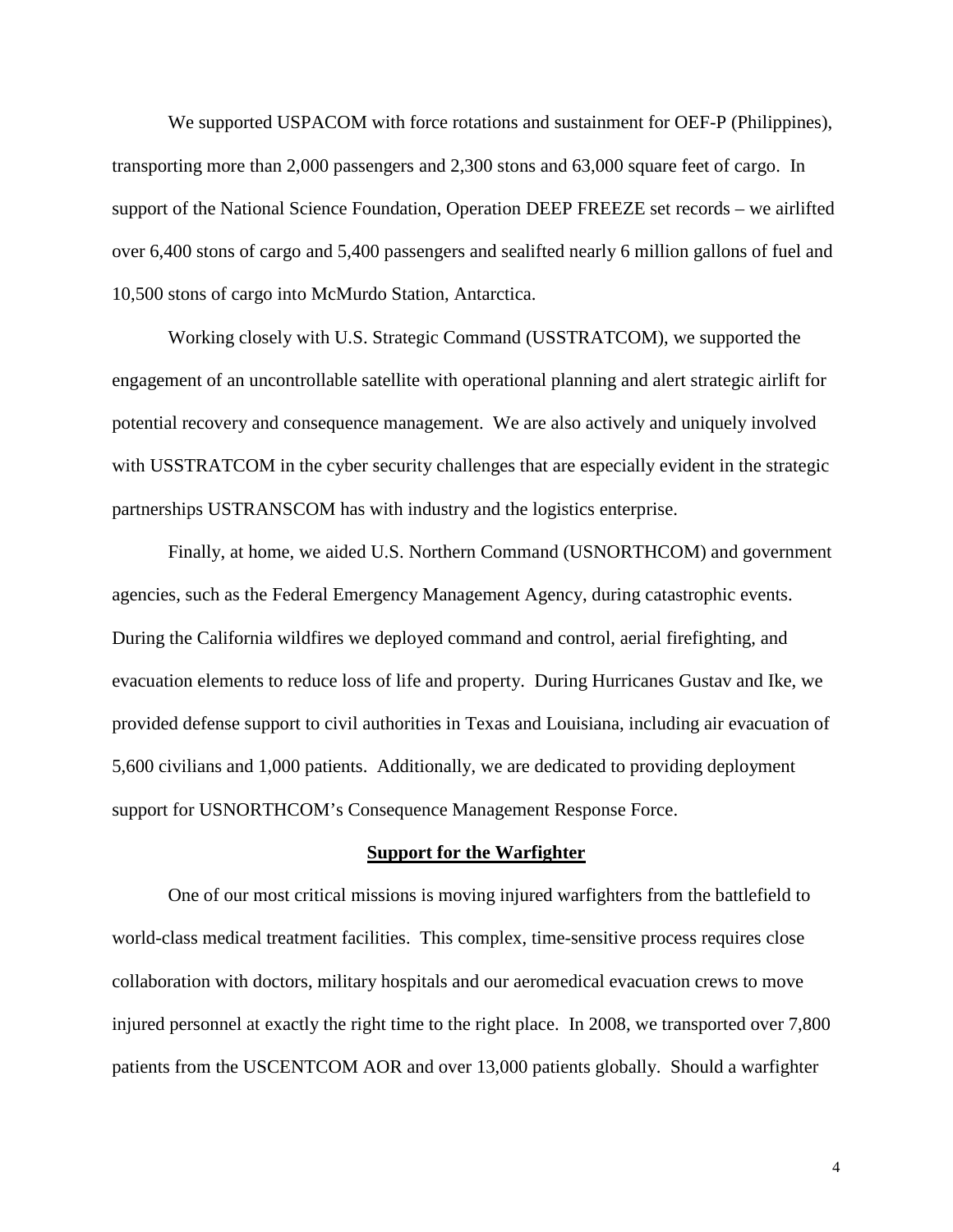We supported USPACOM with force rotations and sustainment for OEF-P (Philippines), transporting more than 2,000 passengers and 2,300 stons and 63,000 square feet of cargo. In support of the National Science Foundation, Operation DEEP FREEZE set records – we airlifted over 6,400 stons of cargo and 5,400 passengers and sealifted nearly 6 million gallons of fuel and 10,500 stons of cargo into McMurdo Station, Antarctica.

Working closely with U.S. Strategic Command (USSTRATCOM), we supported the engagement of an uncontrollable satellite with operational planning and alert strategic airlift for potential recovery and consequence management. We are also actively and uniquely involved with USSTRATCOM in the cyber security challenges that are especially evident in the strategic partnerships USTRANSCOM has with industry and the logistics enterprise.

Finally, at home, we aided U.S. Northern Command (USNORTHCOM) and government agencies, such as the Federal Emergency Management Agency, during catastrophic events. During the California wildfires we deployed command and control, aerial firefighting, and evacuation elements to reduce loss of life and property. During Hurricanes Gustav and Ike, we provided defense support to civil authorities in Texas and Louisiana, including air evacuation of 5,600 civilians and 1,000 patients. Additionally, we are dedicated to providing deployment support for USNORTHCOM's Consequence Management Response Force.

## Support for the Warfighter

One of our most critical missions is moving injured warfighters from the battlefield to world-class medical treatment facilities. This complex, time-sensitive process requires close collaboration with doctors, military hospitals and our aeromedical evacuation crews to move injured personnel at exactly the right time to the right place. In 2008, we transported over 7,800 patients from the USCENTCOM AOR and over 13,000 patients globally. Should a warfighter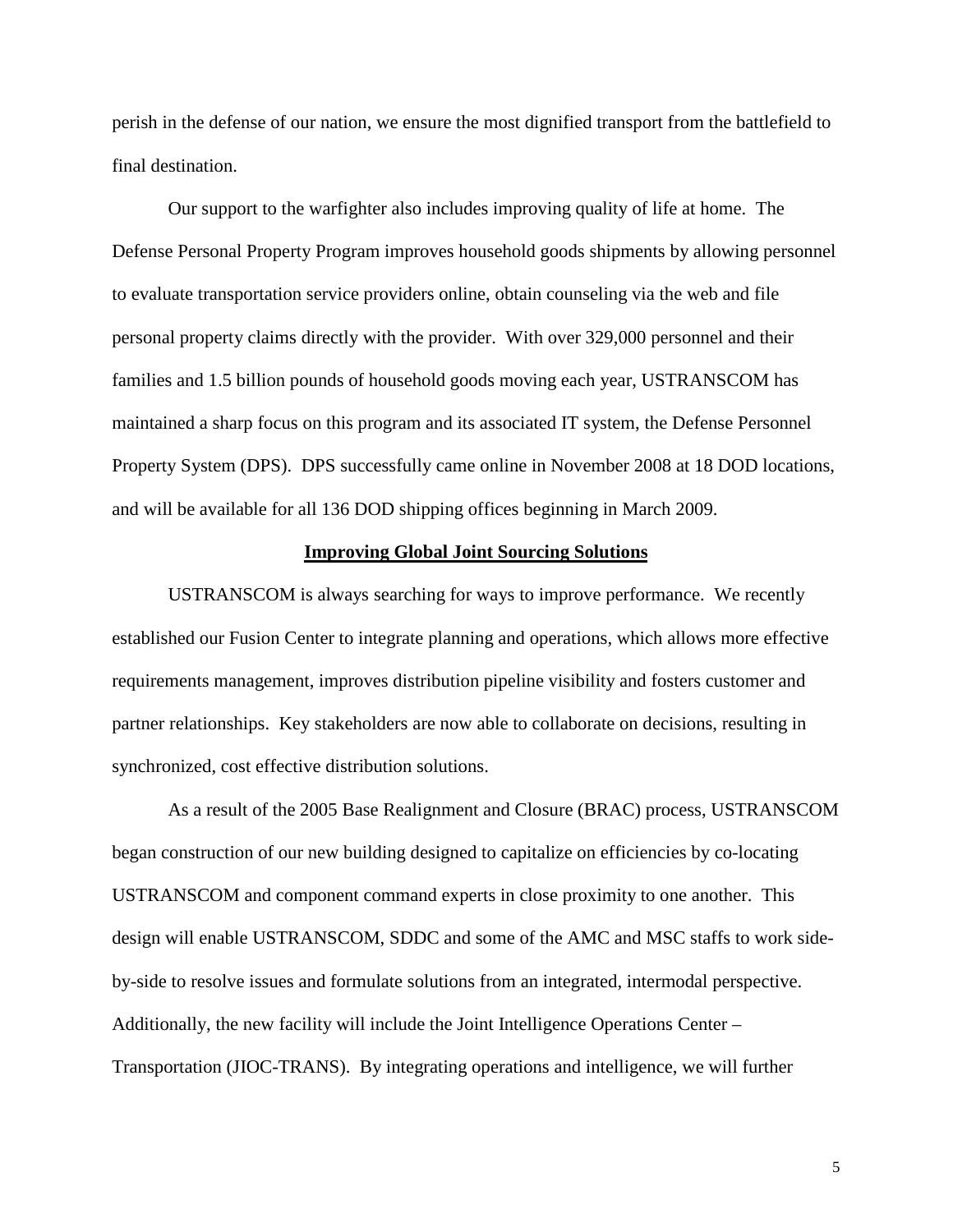perish in the defense of our nation, we ensure the most dignified transport from the battlefield to final destination.

Our support to the warfighter also includes improving quality of life at home. The Defense Personal Property Program improves household goods shipments by allowing personnel to evaluate transportation service providers online, obtain counseling via the web and file personal property claims directly with the provider. With over 329,000 personnel and their families and 1.5 billion pounds of household goods moving each year, USTRANSCOM has maintained a sharp focus on this program and its associated IT system, the Defense Personnel Property System (DPS). DPS successfully came online in November 2008 at 18 DOD locations, and will be available for all 136 DOD shipping offices beginning in March 2009.

## Improving Global Joint Sourcing Solutions

USTRANSCOM is always searching for ways to improve performance. We recently established our Fusion Center to integrate planning and operations, which allows more effective requirements management, improves distribution pipeline visibility and fosters customer and partner relationships. Key stakeholders are now able to collaborate on decisions, resulting in synchronized, cost effective distribution solutions.

As a result of the 2005 Base Realignment and Closure (BRAC) process, USTRANSCOM began construction of our new building designed to capitalize on efficiencies by co-locating USTRANSCOM and component command experts in close proximity to one another. This design will enable USTRANSCOM, SDDC and some of the AMC and MSC staffs to work side-by-side to resolve issues and formulate solutions from an integrated, intermodal perspective. Additionally, the new facility will include the Joint Intelligence Operations Center – Transportation (JIOC-TRANS). By integrating operations and intelligence, we will further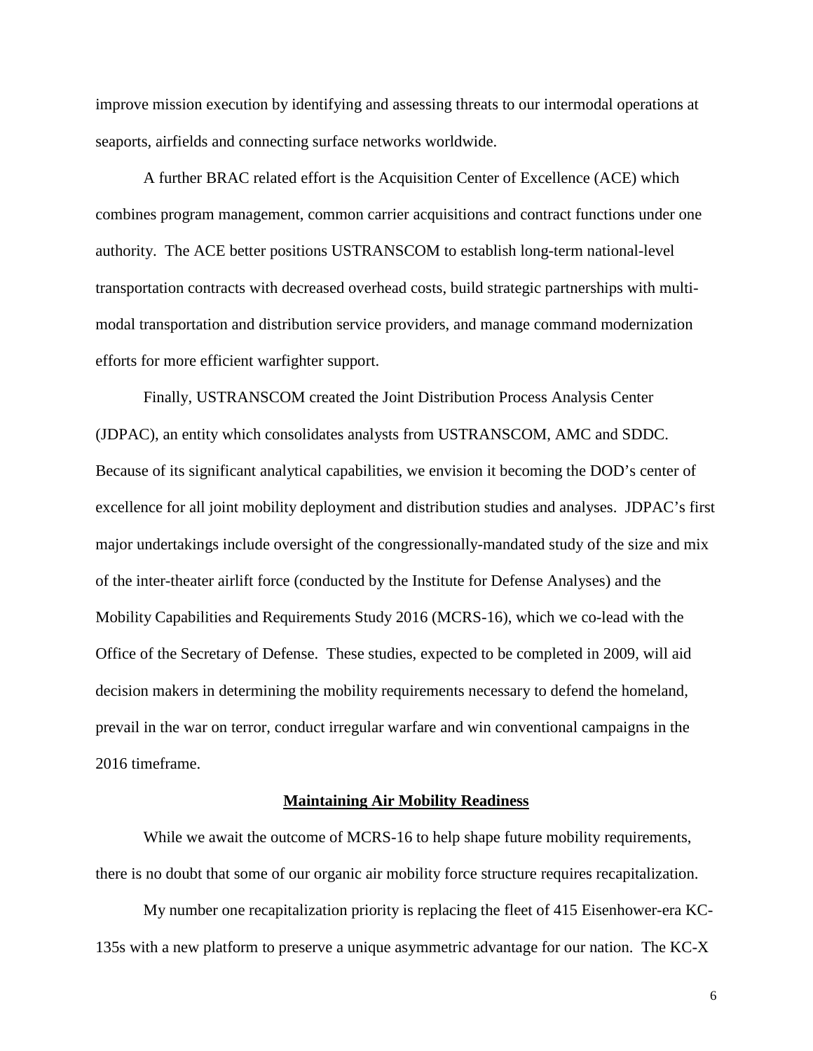improve mission execution by identifying and assessing threats to our intermodal operations at seaports, airfields and connecting surface networks worldwide.

A further BRAC related effort is the Acquisition Center of Excellence (ACE) which combines program management, common carrier acquisitions and contract functions under one authority. The ACE better positions USTRANSCOM to establish long-term national-level transportation contracts with decreased overhead costs, build strategic partnerships with multi-modal transportation and distribution service providers, and manage command modernization efforts for more efficient warfighter support.

Finally, USTRANSCOM created the Joint Distribution Process Analysis Center (JDPAC), an entity which consolidates analysts from USTRANSCOM, AMC and SDDC. Because of its significant analytical capabilities, we envision it becoming the DOD's center of excellence for all joint mobility deployment and distribution studies and analyses. JDPAC's first major undertakings include oversight of the congressionally-mandated study of the size and mix of the inter-theater airlift force (conducted by the Institute for Defense Analyses) and the Mobility Capabilities and Requirements Study 2016 (MCRS-16), which we co-lead with the Office of the Secretary of Defense. These studies, expected to be completed in 2009, will aid decision makers in determining the mobility requirements necessary to defend the homeland, prevail in the war on terror, conduct irregular warfare and win conventional campaigns in the 2016 timeframe.

## Maintaining Air Mobility Readiness

While we await the outcome of MCRS-16 to help shape future mobility requirements, there is no doubt that some of our organic air mobility force structure requires recapitalization.

My number one recapitalization priority is replacing the fleet of 415 Eisenhower-era KC-135s with a new platform to preserve a unique asymmetric advantage for our nation. The KC-X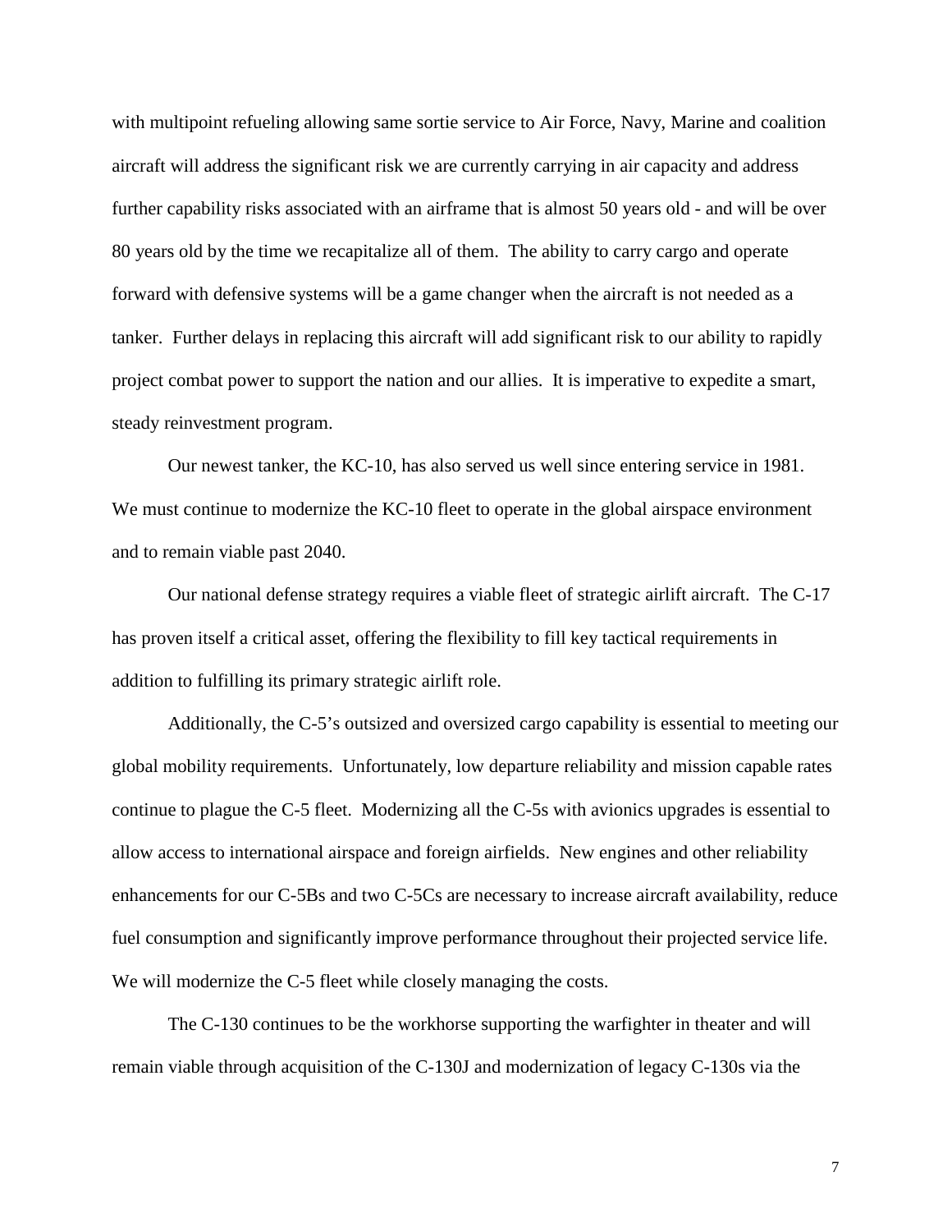with multipoint refueling allowing same sortie service to Air Force, Navy, Marine and coalition aircraft will address the significant risk we are currently carrying in air capacity and address further capability risks associated with an airframe that is almost 50 years old - and will be over 80 years old by the time we recapitalize all of them. The ability to carry cargo and operate forward with defensive systems will be a game changer when the aircraft is not needed as a tanker. Further delays in replacing this aircraft will add significant risk to our ability to rapidly project combat power to support the nation and our allies. It is imperative to expedite a smart, steady reinvestment program.

Our newest tanker, the KC-10, has also served us well since entering service in 1981. We must continue to modernize the KC-10 fleet to operate in the global airspace environment and to remain viable past 2040.

Our national defense strategy requires a viable fleet of strategic airlift aircraft. The C-17 has proven itself a critical asset, offering the flexibility to fill key tactical requirements in addition to fulfilling its primary strategic airlift role.

Additionally, the C-5's outsized and oversized cargo capability is essential to meeting our global mobility requirements. Unfortunately, low departure reliability and mission capable rates continue to plague the C-5 fleet. Modernizing all the C-5s with avionics upgrades is essential to allow access to international airspace and foreign airfields. New engines and other reliability enhancements for our C-5Bs and two C-5Cs are necessary to increase aircraft availability, reduce fuel consumption and significantly improve performance throughout their projected service life. We will modernize the C-5 fleet while closely managing the costs.

The C-130 continues to be the workhorse supporting the warfighter in theater and will remain viable through acquisition of the C-130J and modernization of legacy C-130s via the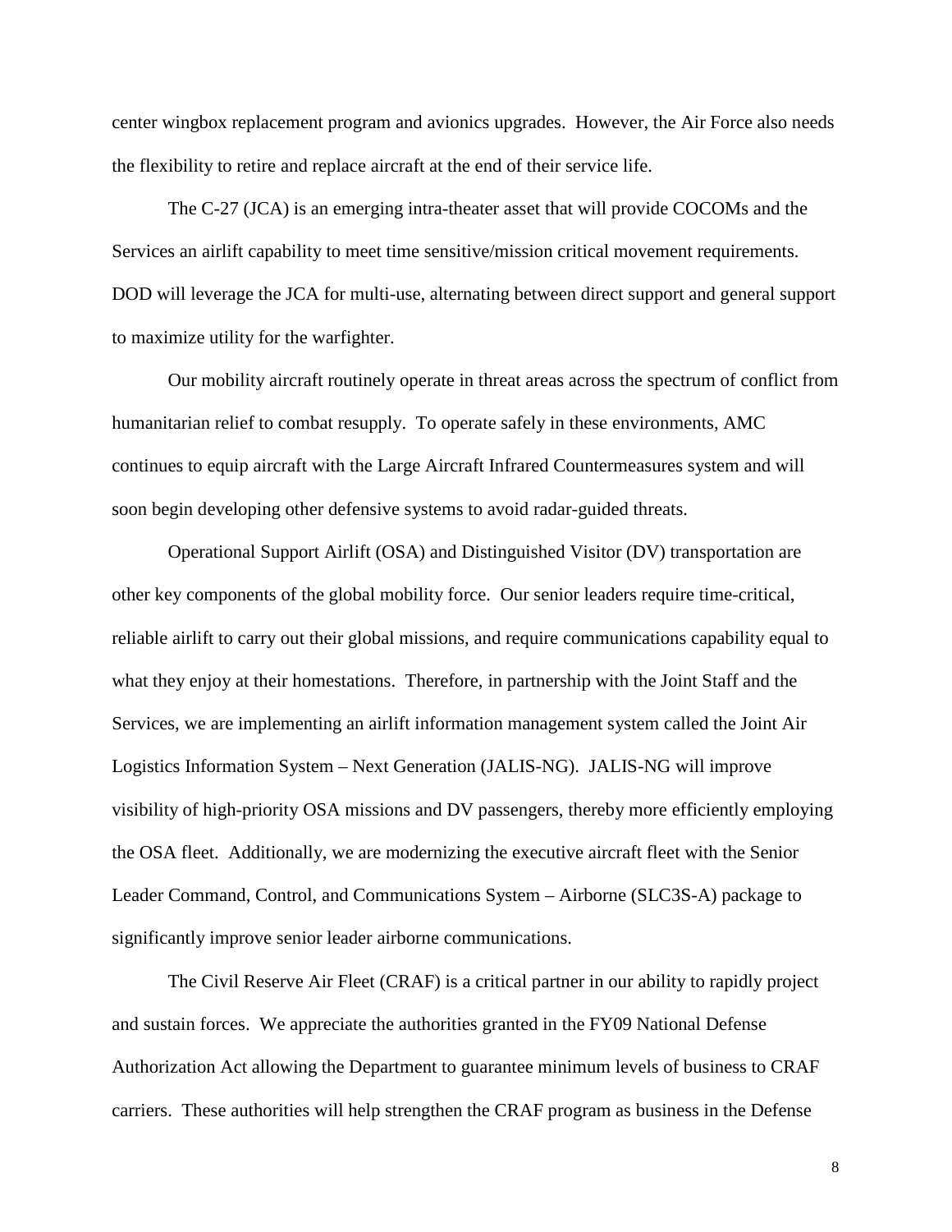center wingbox replacement program and avionics upgrades. However, the Air Force also needs the flexibility to retire and replace aircraft at the end of their service life.

The C-27 (JCA) is an emerging intra-theater asset that will provide COCOMs and the Services an airlift capability to meet time sensitive/mission critical movement requirements. DOD will leverage the JCA for multi-use, alternating between direct support and general support to maximize utility for the warfighter.

Our mobility aircraft routinely operate in threat areas across the spectrum of conflict from humanitarian relief to combat resupply. To operate safely in these environments, AMC continues to equip aircraft with the Large Aircraft Infrared Countermeasures system and will soon begin developing other defensive systems to avoid radar-guided threats.

Operational Support Airlift (OSA) and Distinguished Visitor (DV) transportation are other key components of the global mobility force. Our senior leaders require time-critical, reliable airlift to carry out their global missions, and require communications capability equal to what they enjoy at their homestations. Therefore, in partnership with the Joint Staff and the Services, we are implementing an airlift information management system called the Joint Air Logistics Information System – Next Generation (JALIS-NG). JALIS-NG will improve visibility of high-priority OSA missions and DV passengers, thereby more efficiently employing the OSA fleet. Additionally, we are modernizing the executive aircraft fleet with the Senior Leader Command, Control, and Communications System – Airborne (SLC3S-A) package to significantly improve senior leader airborne communications.

The Civil Reserve Air Fleet (CRAF) is a critical partner in our ability to rapidly project and sustain forces. We appreciate the authorities granted in the FY09 National Defense Authorization Act allowing the Department to guarantee minimum levels of business to CRAF carriers. These authorities will help strengthen the CRAF program as business in the Defense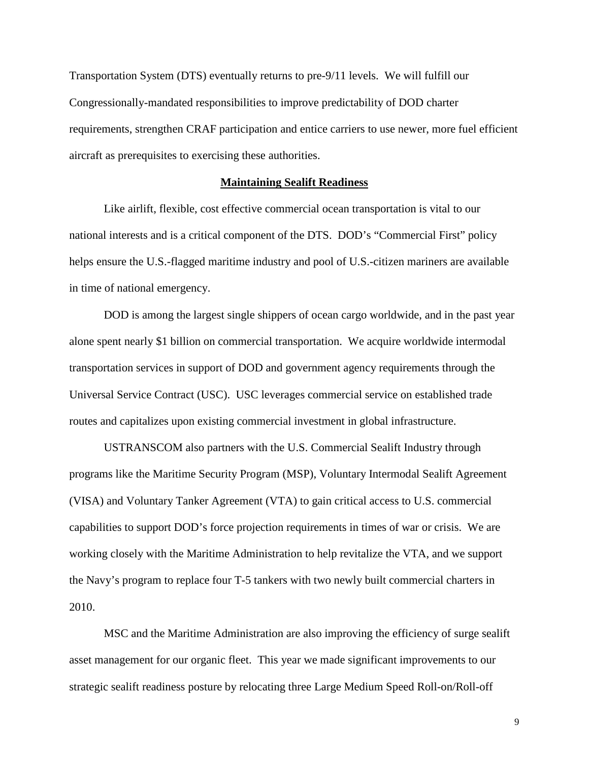Transportation System (DTS) eventually returns to pre-9/11 levels. We will fulfill our Congressionally-mandated responsibilities to improve predictability of DOD charter requirements, strengthen CRAF participation and entice carriers to use newer, more fuel efficient aircraft as prerequisites to exercising these authorities.

## Maintaining Sealift Readiness

Like airlift, flexible, cost effective commercial ocean transportation is vital to our national interests and is a critical component of the DTS. DOD's "Commercial First" policy helps ensure the U.S.-flagged maritime industry and pool of U.S.-citizen mariners are available in time of national emergency.

DOD is among the largest single shippers of ocean cargo worldwide, and in the past year alone spent nearly $1 billion on commercial transportation. We acquire worldwide intermodal transportation services in support of DOD and government agency requirements through the Universal Service Contract (USC). USC leverages commercial service on established trade routes and capitalizes upon existing commercial investment in global infrastructure.

USTRANSCOM also partners with the U.S. Commercial Sealift Industry through programs like the Maritime Security Program (MSP), Voluntary Intermodal Sealift Agreement (VISA) and Voluntary Tanker Agreement (VTA) to gain critical access to U.S. commercial capabilities to support DOD's force projection requirements in times of war or crisis. We are working closely with the Maritime Administration to help revitalize the VTA, and we support the Navy's program to replace four T-5 tankers with two newly built commercial charters in 2010.

MSC and the Maritime Administration are also improving the efficiency of surge sealift asset management for our organic fleet. This year we made significant improvements to our strategic sealift readiness posture by relocating three Large Medium Speed Roll-on/Roll-off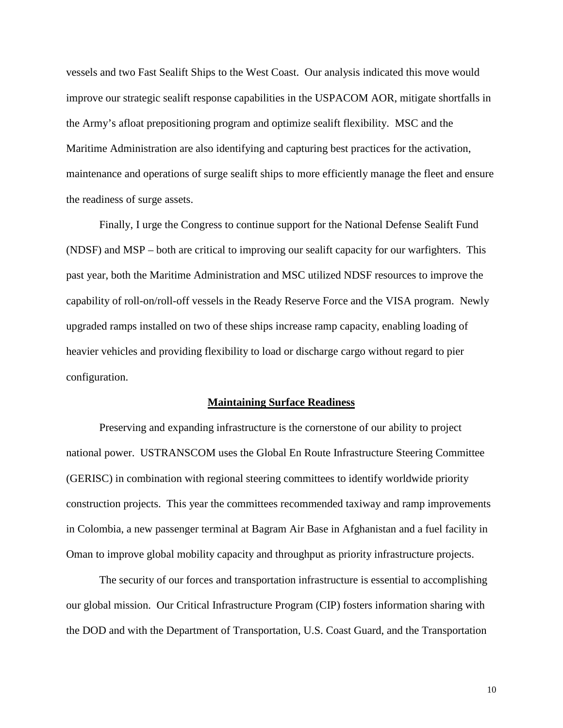vessels and two Fast Sealift Ships to the West Coast. Our analysis indicated this move would improve our strategic sealift response capabilities in the USPACOM AOR, mitigate shortfalls in the Army's afloat prepositioning program and optimize sealift flexibility. MSC and the Maritime Administration are also identifying and capturing best practices for the activation, maintenance and operations of surge sealift ships to more efficiently manage the fleet and ensure the readiness of surge assets.

Finally, I urge the Congress to continue support for the National Defense Sealift Fund (NDSF) and MSP – both are critical to improving our sealift capacity for our warfighters. This past year, both the Maritime Administration and MSC utilized NDSF resources to improve the capability of roll-on/roll-off vessels in the Ready Reserve Force and the VISA program. Newly upgraded ramps installed on two of these ships increase ramp capacity, enabling loading of heavier vehicles and providing flexibility to load or discharge cargo without regard to pier configuration.

## Maintaining Surface Readiness

Preserving and expanding infrastructure is the cornerstone of our ability to project national power. USTRANSCOM uses the Global En Route Infrastructure Steering Committee (GERISC) in combination with regional steering committees to identify worldwide priority construction projects. This year the committees recommended taxiway and ramp improvements in Colombia, a new passenger terminal at Bagram Air Base in Afghanistan and a fuel facility in Oman to improve global mobility capacity and throughput as priority infrastructure projects.

The security of our forces and transportation infrastructure is essential to accomplishing our global mission. Our Critical Infrastructure Program (CIP) fosters information sharing with the DOD and with the Department of Transportation, U.S. Coast Guard, and the Transportation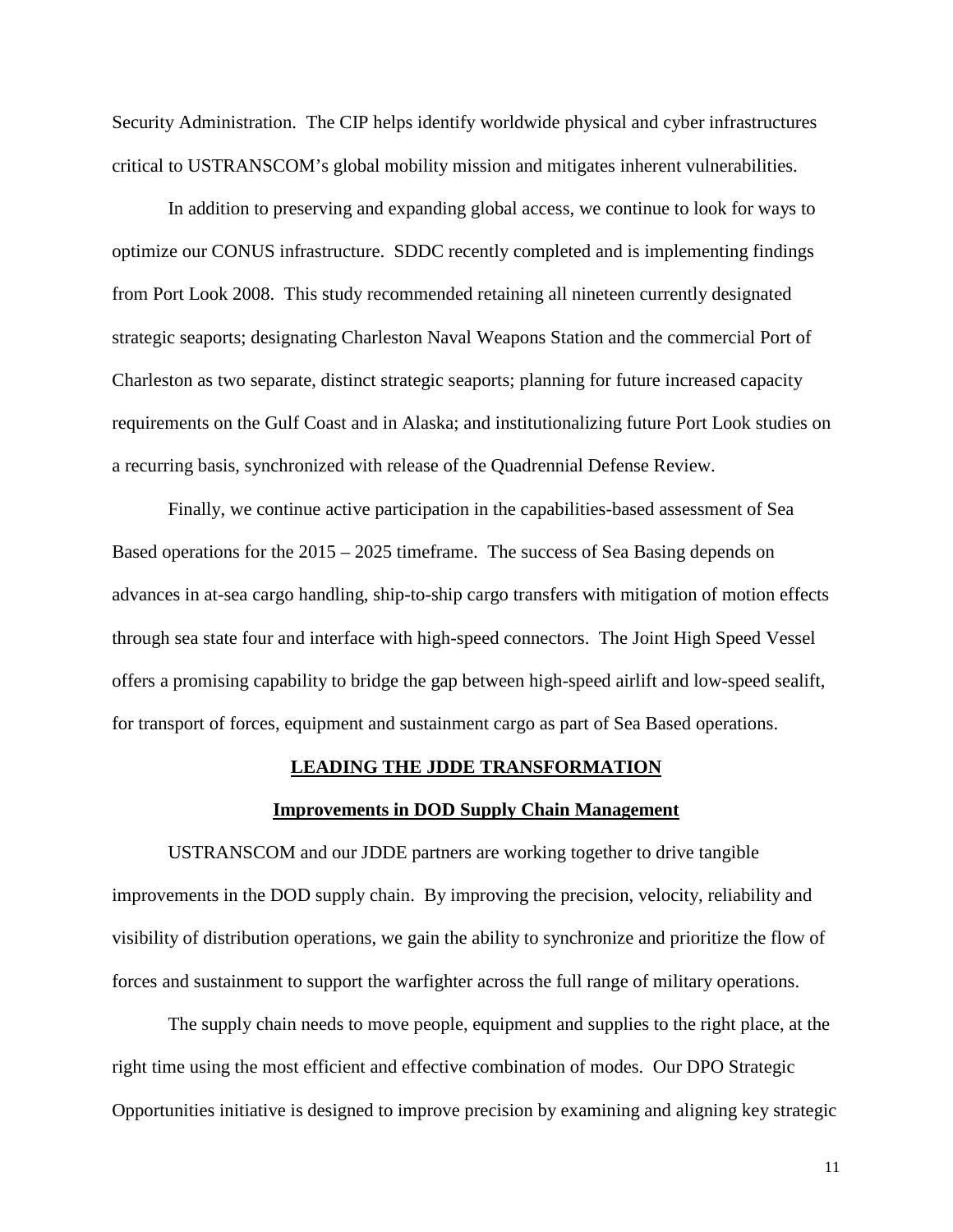Security Administration. The CIP helps identify worldwide physical and cyber infrastructures critical to USTRANSCOM's global mobility mission and mitigates inherent vulnerabilities.

In addition to preserving and expanding global access, we continue to look for ways to optimize our CONUS infrastructure. SDDC recently completed and is implementing findings from Port Look 2008. This study recommended retaining all nineteen currently designated strategic seaports; designating Charleston Naval Weapons Station and the commercial Port of Charleston as two separate, distinct strategic seaports; planning for future increased capacity requirements on the Gulf Coast and in Alaska; and institutionalizing future Port Look studies on a recurring basis, synchronized with release of the Quadrennial Defense Review.

Finally, we continue active participation in the capabilities-based assessment of Sea Based operations for the 2015 – 2025 timeframe. The success of Sea Basing depends on advances in at-sea cargo handling, ship-to-ship cargo transfers with mitigation of motion effects through sea state four and interface with high-speed connectors. The Joint High Speed Vessel offers a promising capability to bridge the gap between high-speed airlift and low-speed sealift, for transport of forces, equipment and sustainment cargo as part of Sea Based operations.

## LEADING THE JDDE TRANSFORMATION

### Improvements in DOD Supply Chain Management

USTRANSCOM and our JDDE partners are working together to drive tangible improvements in the DOD supply chain. By improving the precision, velocity, reliability and visibility of distribution operations, we gain the ability to synchronize and prioritize the flow of forces and sustainment to support the warfighter across the full range of military operations.

The supply chain needs to move people, equipment and supplies to the right place, at the right time using the most efficient and effective combination of modes. Our DPO Strategic Opportunities initiative is designed to improve precision by examining and aligning key strategic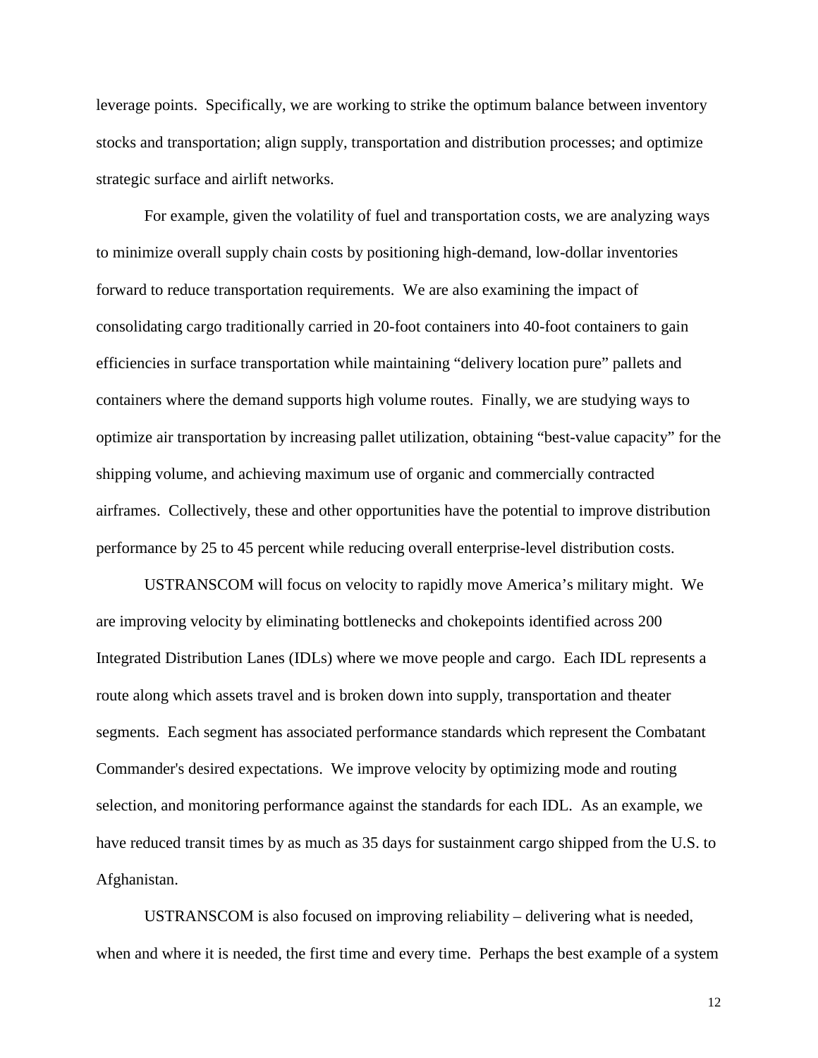leverage points. Specifically, we are working to strike the optimum balance between inventory stocks and transportation; align supply, transportation and distribution processes; and optimize strategic surface and airlift networks.

For example, given the volatility of fuel and transportation costs, we are analyzing ways to minimize overall supply chain costs by positioning high-demand, low-dollar inventories forward to reduce transportation requirements. We are also examining the impact of consolidating cargo traditionally carried in 20-foot containers into 40-foot containers to gain efficiencies in surface transportation while maintaining "delivery location pure" pallets and containers where the demand supports high volume routes. Finally, we are studying ways to optimize air transportation by increasing pallet utilization, obtaining "best-value capacity" for the shipping volume, and achieving maximum use of organic and commercially contracted airframes. Collectively, these and other opportunities have the potential to improve distribution performance by 25 to 45 percent while reducing overall enterprise-level distribution costs.

USTRANSCOM will focus on velocity to rapidly move America's military might. We are improving velocity by eliminating bottlenecks and chokepoints identified across 200 Integrated Distribution Lanes (IDLs) where we move people and cargo. Each IDL represents a route along which assets travel and is broken down into supply, transportation and theater segments. Each segment has associated performance standards which represent the Combatant Commander's desired expectations. We improve velocity by optimizing mode and routing selection, and monitoring performance against the standards for each IDL. As an example, we have reduced transit times by as much as 35 days for sustainment cargo shipped from the U.S. to Afghanistan.

USTRANSCOM is also focused on improving reliability – delivering what is needed, when and where it is needed, the first time and every time. Perhaps the best example of a system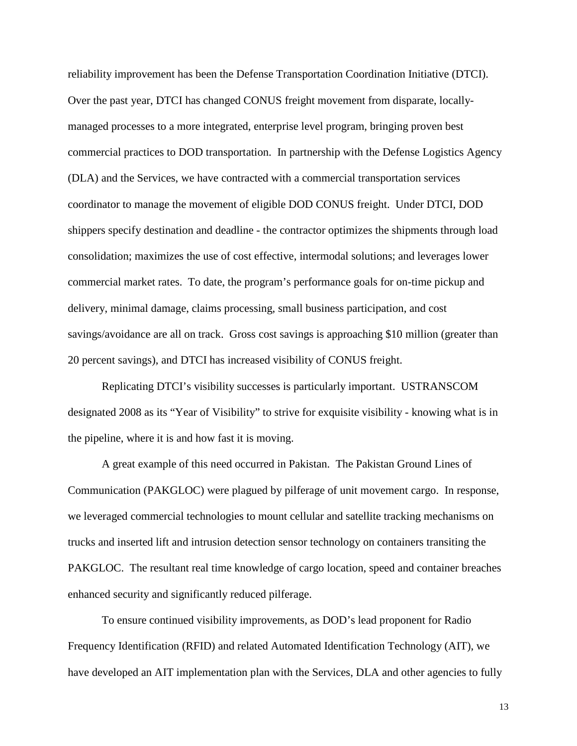reliability improvement has been the Defense Transportation Coordination Initiative (DTCI). Over the past year, DTCI has changed CONUS freight movement from disparate, locally-managed processes to a more integrated, enterprise level program, bringing proven best commercial practices to DOD transportation. In partnership with the Defense Logistics Agency (DLA) and the Services, we have contracted with a commercial transportation services coordinator to manage the movement of eligible DOD CONUS freight. Under DTCI, DOD shippers specify destination and deadline - the contractor optimizes the shipments through load consolidation; maximizes the use of cost effective, intermodal solutions; and leverages lower commercial market rates. To date, the program's performance goals for on-time pickup and delivery, minimal damage, claims processing, small business participation, and cost savings/avoidance are all on track. Gross cost savings is approaching $10 million (greater than 20 percent savings), and DTCI has increased visibility of CONUS freight.

Replicating DTCI's visibility successes is particularly important. USTRANSCOM designated 2008 as its "Year of Visibility" to strive for exquisite visibility - knowing what is in the pipeline, where it is and how fast it is moving.

A great example of this need occurred in Pakistan. The Pakistan Ground Lines of Communication (PAKGLOC) were plagued by pilferage of unit movement cargo. In response, we leveraged commercial technologies to mount cellular and satellite tracking mechanisms on trucks and inserted lift and intrusion detection sensor technology on containers transiting the PAKGLOC. The resultant real time knowledge of cargo location, speed and container breaches enhanced security and significantly reduced pilferage.

To ensure continued visibility improvements, as DOD's lead proponent for Radio Frequency Identification (RFID) and related Automated Identification Technology (AIT), we have developed an AIT implementation plan with the Services, DLA and other agencies to fully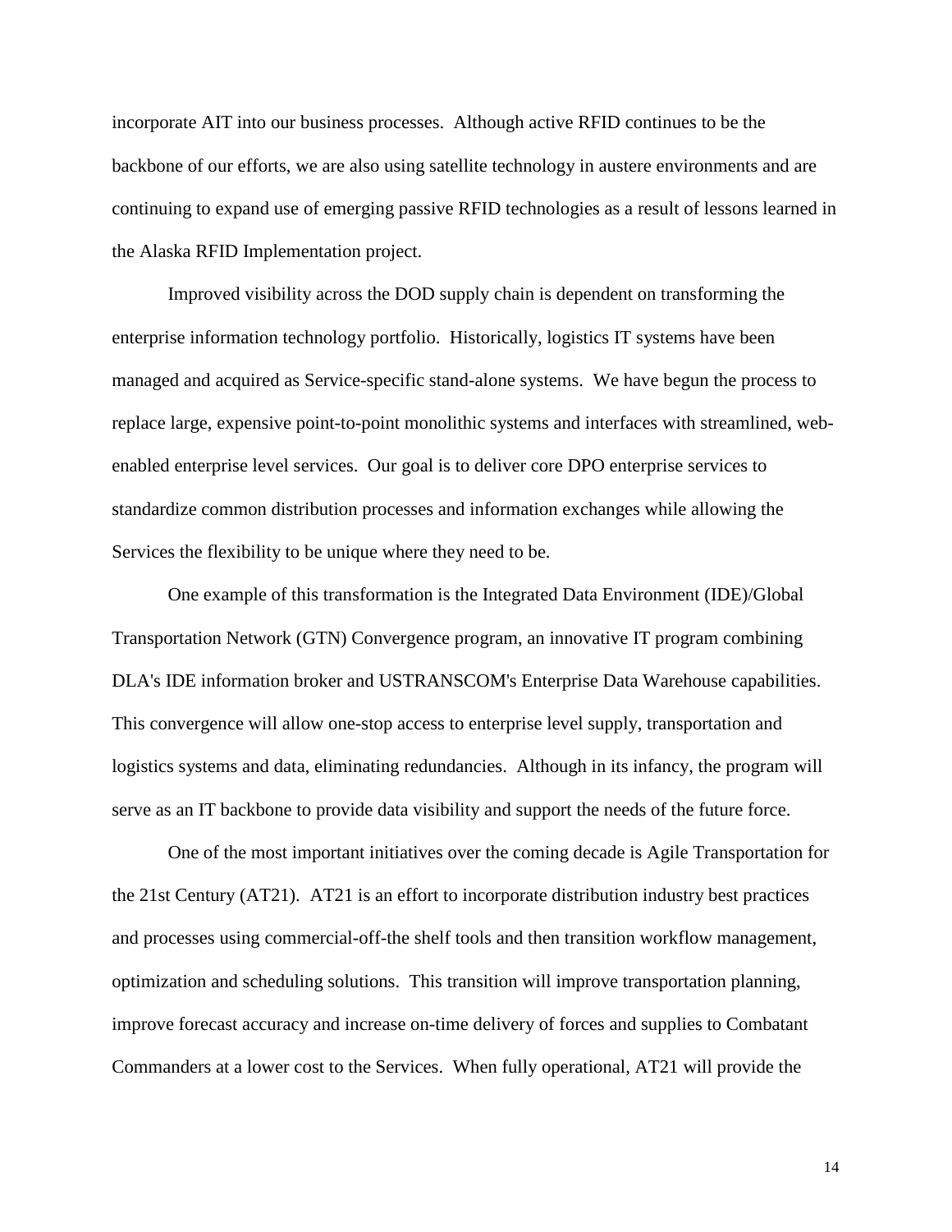incorporate AIT into our business processes. Although active RFID continues to be the backbone of our efforts, we are also using satellite technology in austere environments and are continuing to expand use of emerging passive RFID technologies as a result of lessons learned in the Alaska RFID Implementation project.

Improved visibility across the DOD supply chain is dependent on transforming the enterprise information technology portfolio. Historically, logistics IT systems have been managed and acquired as Service-specific stand-alone systems. We have begun the process to replace large, expensive point-to-point monolithic systems and interfaces with streamlined, web-enabled enterprise level services. Our goal is to deliver core DPO enterprise services to standardize common distribution processes and information exchanges while allowing the Services the flexibility to be unique where they need to be.

One example of this transformation is the Integrated Data Environment (IDE)/Global Transportation Network (GTN) Convergence program, an innovative IT program combining DLA's IDE information broker and USTRANSCOM's Enterprise Data Warehouse capabilities. This convergence will allow one-stop access to enterprise level supply, transportation and logistics systems and data, eliminating redundancies. Although in its infancy, the program will serve as an IT backbone to provide data visibility and support the needs of the future force.

One of the most important initiatives over the coming decade is Agile Transportation for the 21st Century (AT21). AT21 is an effort to incorporate distribution industry best practices and processes using commercial-off-the shelf tools and then transition workflow management, optimization and scheduling solutions. This transition will improve transportation planning, improve forecast accuracy and increase on-time delivery of forces and supplies to Combatant Commanders at a lower cost to the Services. When fully operational, AT21 will provide the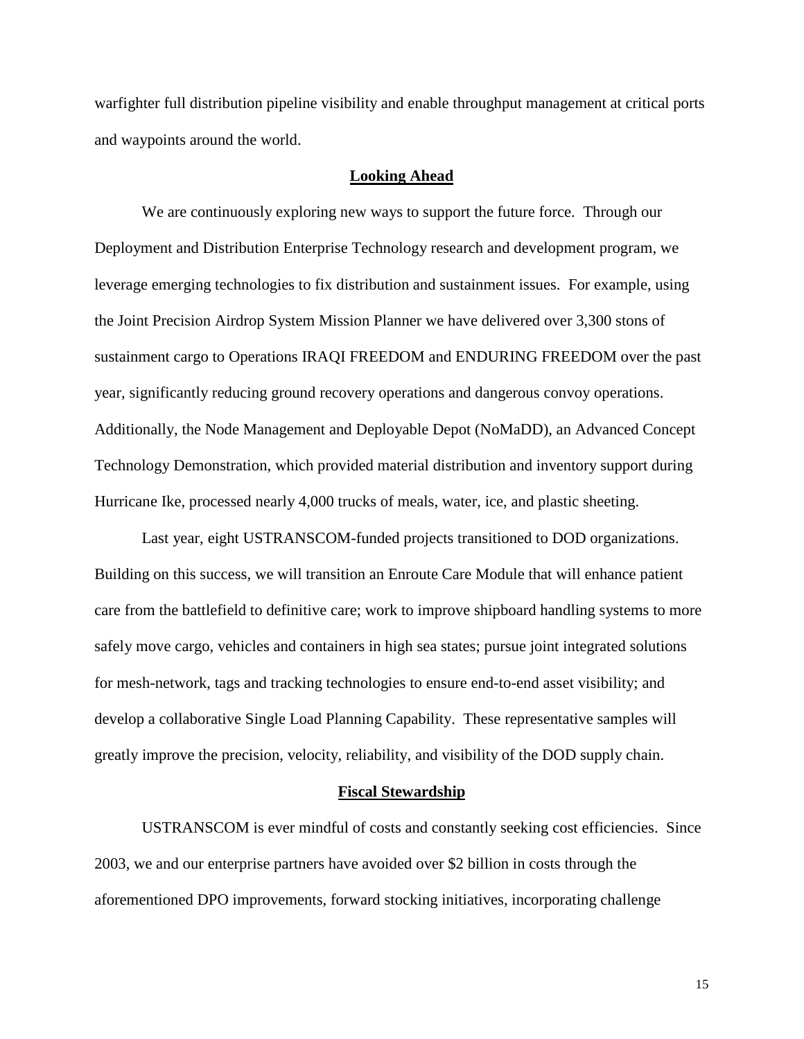warfighter full distribution pipeline visibility and enable throughput management at critical ports and waypoints around the world.

## Looking Ahead

We are continuously exploring new ways to support the future force. Through our Deployment and Distribution Enterprise Technology research and development program, we leverage emerging technologies to fix distribution and sustainment issues. For example, using the Joint Precision Airdrop System Mission Planner we have delivered over 3,300 stons of sustainment cargo to Operations IRAQI FREEDOM and ENDURING FREEDOM over the past year, significantly reducing ground recovery operations and dangerous convoy operations. Additionally, the Node Management and Deployable Depot (NoMaDD), an Advanced Concept Technology Demonstration, which provided material distribution and inventory support during Hurricane Ike, processed nearly 4,000 trucks of meals, water, ice, and plastic sheeting.

Last year, eight USTRANSCOM-funded projects transitioned to DOD organizations. Building on this success, we will transition an Enroute Care Module that will enhance patient care from the battlefield to definitive care; work to improve shipboard handling systems to more safely move cargo, vehicles and containers in high sea states; pursue joint integrated solutions for mesh-network, tags and tracking technologies to ensure end-to-end asset visibility; and develop a collaborative Single Load Planning Capability. These representative samples will greatly improve the precision, velocity, reliability, and visibility of the DOD supply chain.

## Fiscal Stewardship

USTRANSCOM is ever mindful of costs and constantly seeking cost efficiencies. Since 2003, we and our enterprise partners have avoided over $2 billion in costs through the aforementioned DPO improvements, forward stocking initiatives, incorporating challenge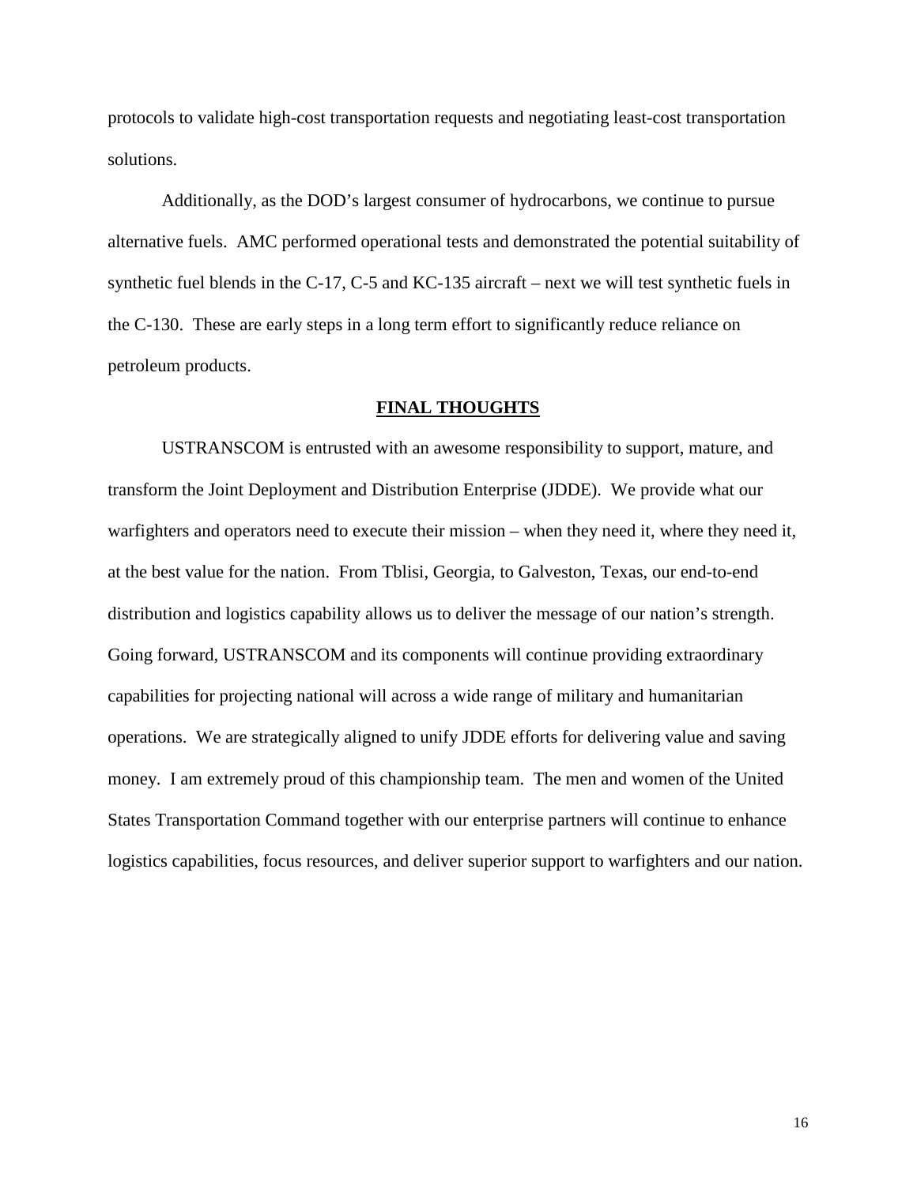protocols to validate high-cost transportation requests and negotiating least-cost transportation solutions.

Additionally, as the DOD's largest consumer of hydrocarbons, we continue to pursue alternative fuels. AMC performed operational tests and demonstrated the potential suitability of synthetic fuel blends in the C-17, C-5 and KC-135 aircraft – next we will test synthetic fuels in the C-130. These are early steps in a long term effort to significantly reduce reliance on petroleum products.

## FINAL THOUGHTS

USTRANSCOM is entrusted with an awesome responsibility to support, mature, and transform the Joint Deployment and Distribution Enterprise (JDDE). We provide what our warfighters and operators need to execute their mission – when they need it, where they need it, at the best value for the nation. From Tblisi, Georgia, to Galveston, Texas, our end-to-end distribution and logistics capability allows us to deliver the message of our nation's strength. Going forward, USTRANSCOM and its components will continue providing extraordinary capabilities for projecting national will across a wide range of military and humanitarian operations. We are strategically aligned to unify JDDE efforts for delivering value and saving money. I am extremely proud of this championship team. The men and women of the United States Transportation Command together with our enterprise partners will continue to enhance logistics capabilities, focus resources, and deliver superior support to warfighters and our nation.